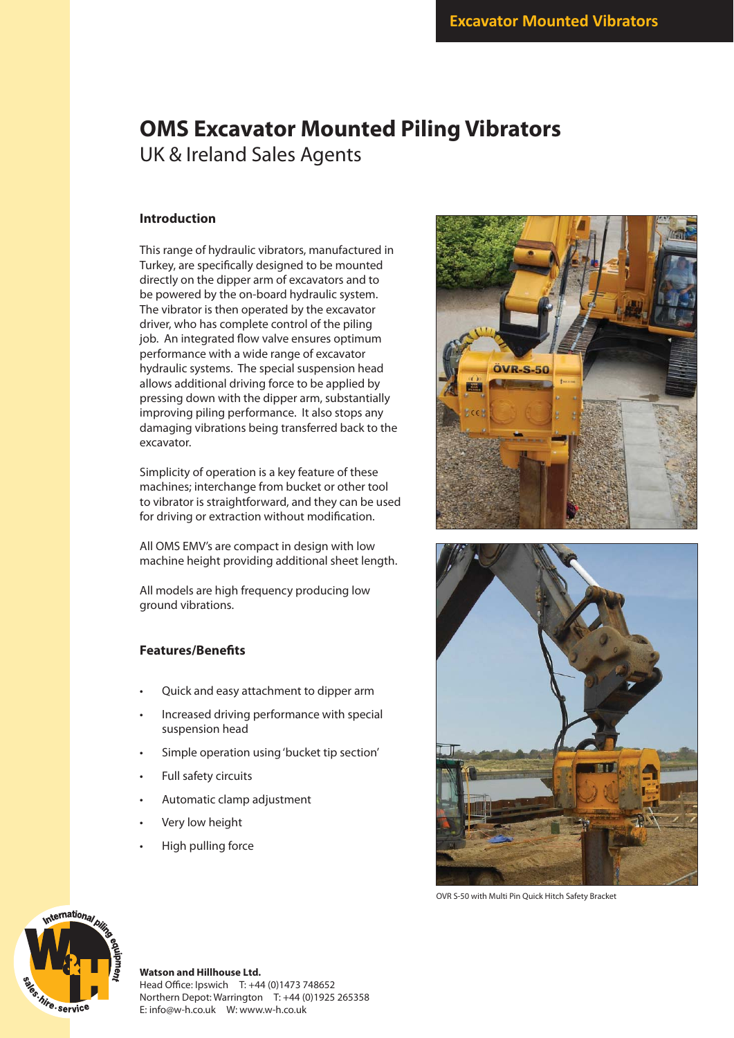Excavator Mounted Vibrators

# OMS Excavator Mounted Piling Vibrators

UK & Ireland Sales Agents

### Introduction

This range of hydraulic vibrators, manufactured in Turkey, are specifically designed to be mounted directly on the dipper arm of excavators and to be powered by the on-board hydraulic system. The vibrator is then operated by the excavator driver, who has complete control of the piling job. An integrated flow valve ensures optimum performance with a wide range of excavator hydraulic systems. The special suspension head allows additional driving force to be applied by pressing down with the dipper arm, substantially improving piling performance. It also stops any damaging vibrations being transferred back to the excavator.

Simplicity of operation is a key feature of these machines; interchange from bucket or other tool to vibrator is straightforward, and they can be used for driving or extraction without modification.

All OMS EMV's are compact in design with low machine height providing additional sheet length.

All models are high frequency producing low ground vibrations.

### Features/Benefits

- Quick and easy attachment to dipper arm
- Increased driving performance with special suspension head
- Simple operation using 'bucket tip section'
- Full safety circuits
- Automatic clamp adjustment
- Very low height
- High pulling force

OVR S-50 with Multi Pin Quick Hitch Safety Bracket

**Watson and Hillhouse Ltd.**
Head Office: Ipswich T: +44 (0)1473 748652
Northern Depot: Warrington T: +44 (0)1925 265358
E: info@w-h.co.uk W: www.w-h.co.uk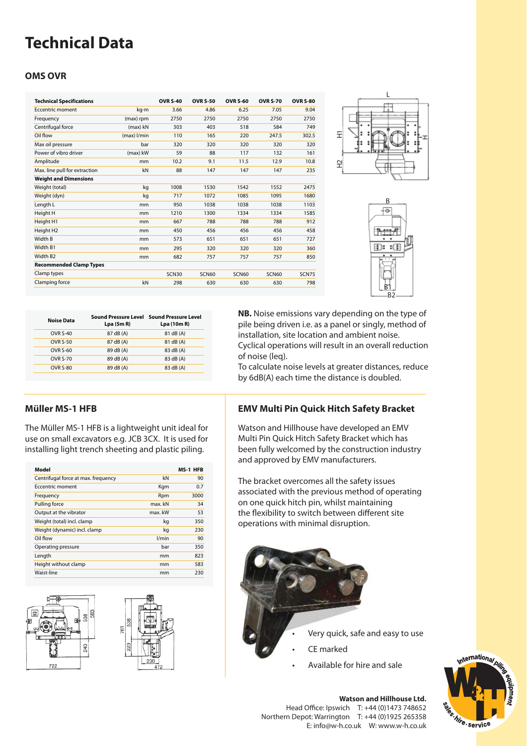# Technical Data

## OMS OVR

| Technical Specifications | | OVR S-40 | OVR S-50 | OVR S-60 | OVR S-70 | OVR S-80 |
|---|---|---|---|---|---|---|
| Eccentric moment | kg-m | 3.66 | 4.86 | 6.25 | 7.05 | 9.04 |
| Frequency | (max) rpm | 2750 | 2750 | 2750 | 2750 | 2750 |
| Centrifugal force | (max) kN | 303 | 403 | 518 | 584 | 749 |
| Oil flow | (max) l/min | 110 | 165 | 220 | 247.5 | 302.5 |
| Max oil pressure | bar | 320 | 320 | 320 | 320 | 320 |
| Power of vibro driver | (max) kW | 59 | 88 | 117 | 132 | 161 |
| Amplitude | mm | 10.2 | 9.1 | 11.5 | 12.9 | 10.8 |
| Max. line pull for extraction | kN | 88 | 147 | 147 | 147 | 235 |
| **Weight and Dimensions** | | | | | | |
| Weight (total) | kg | 1008 | 1530 | 1542 | 1552 | 2475 |
| Weight (dyn) | kg | 717 | 1072 | 1085 | 1095 | 1680 |
| Length L | mm | 950 | 1038 | 1038 | 1038 | 1103 |
| Height H | mm | 1210 | 1300 | 1334 | 1334 | 1585 |
| Height H1 | mm | 667 | 788 | 788 | 788 | 912 |
| Height H2 | mm | 450 | 456 | 456 | 456 | 458 |
| Width B | mm | 573 | 651 | 651 | 651 | 727 |
| Width B1 | mm | 295 | 320 | 320 | 320 | 360 |
| Width B2 | mm | 682 | 757 | 757 | 757 | 850 |
| **Recommended Clamp Types** | | | | | | |
| Clamp types | | SCN30 | SCN60 | SCN60 | SCN60 | SCN75 |
| Clamping force | kN | 298 | 630 | 630 | 630 | 798 |

| Noise Data | Sound Pressure Level Lpa (5m R) | Sound Pressure Level Lpa (10m R) |
|---|---|---|
| OVR S-40 | 87 dB (A) | 81 dB (A) |
| OVR S-50 | 87 dB (A) | 81 dB (A) |
| OVR S-60 | 89 dB (A) | 83 dB (A) |
| OVR S-70 | 89 dB (A) | 83 dB (A) |
| OVR S-80 | 89 dB (A) | 83 dB (A) |

**NB.** Noise emissions vary depending on the type of pile being driven i.e. as a panel or singly, method of installation, site location and ambient noise. Cyclical operations will result in an overall reduction of noise (leq).
To calculate noise levels at greater distances, reduce by 6dB(A) each time the distance is doubled.

## Müller MS-1 HFB

The Müller MS-1 HFB is a lightweight unit ideal for use on small excavators e.g. JCB 3CX. It is used for installing light trench sheeting and plastic piling.

| Model | | MS-1 HFB |
|---|---|---|
| Centrifugal force at max. frequency | kN | 90 |
| Eccentric moment | Kgm | 0.7 |
| Frequency | Rpm | 3000 |
| Pulling force | max. kN | 34 |
| Output at the vibrator | max. kW | 53 |
| Weight (total) incl. clamp | kg | 350 |
| Weight (dynamic) incl. clamp | kg | 230 |
| Oil flow | l/min | 90 |
| Operating pressure | bar | 350 |
| Length | mm | 823 |
| Height without clamp | mm | 583 |
| Waist-line | mm | 230 |

## EMV Multi Pin Quick Hitch Safety Bracket

Watson and Hillhouse have developed an EMV Multi Pin Quick Hitch Safety Bracket which has been fully welcomed by the construction industry and approved by EMV manufacturers.

The bracket overcomes all the safety issues associated with the previous method of operating on one quick hitch pin, whilst maintaining the flexibility to switch between different site operations with minimal disruption.

- Very quick, safe and easy to use
- CE marked
- Available for hire and sale

**Watson and Hillhouse Ltd.**
Head Office: Ipswich T: +44 (0)1473 748652
Northern Depot: Warrington T: +44 (0)1925 265358
E: info@w-h.co.uk W: www.w-h.co.uk